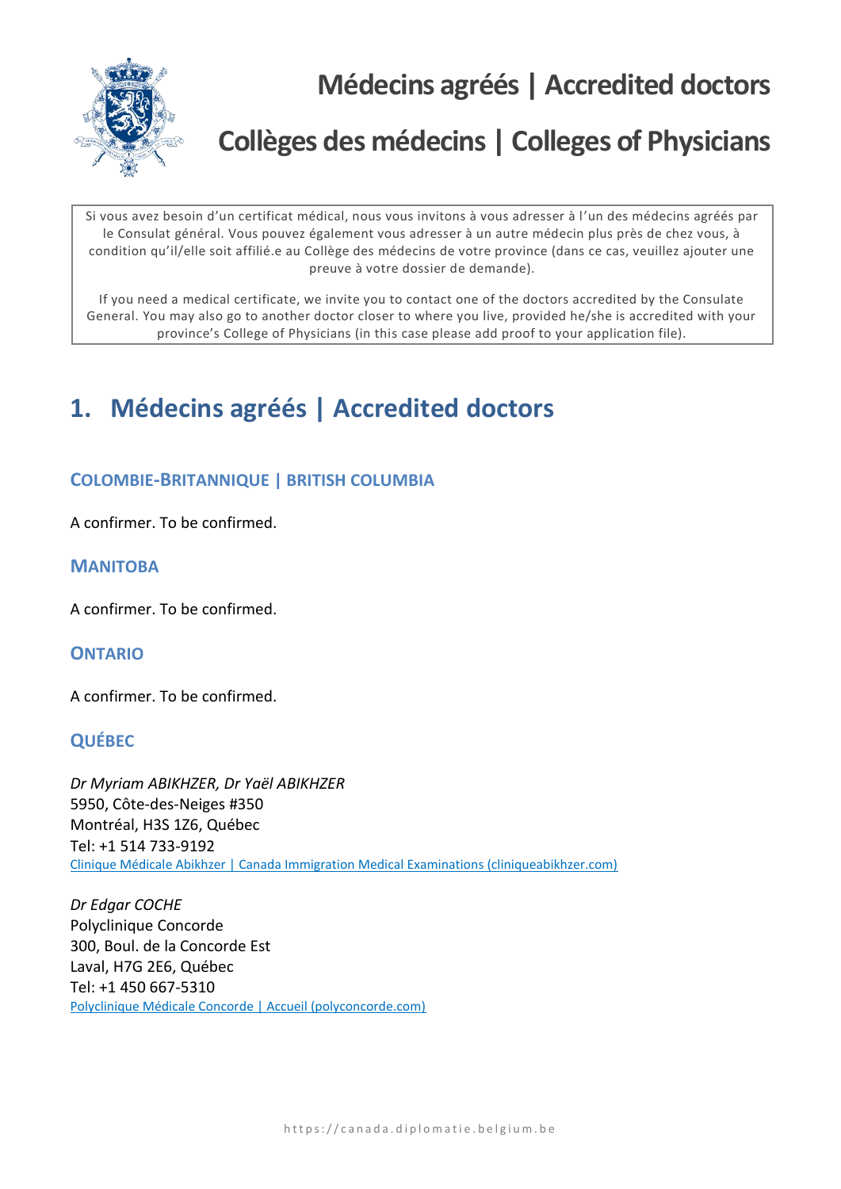# Médecins agréés | Accredited doctors

# Collèges des médecins | Colleges of Physicians

Si vous avez besoin d'un certificat médical, nous vous invitons à vous adresser à l'un des médecins agréés par le Consulat général. Vous pouvez également vous adresser à un autre médecin plus près de chez vous, à condition qu'il/elle soit affilié.e au Collège des médecins de votre province (dans ce cas, veuillez ajouter une preuve à votre dossier de demande).

If you need a medical certificate, we invite you to contact one of the doctors accredited by the Consulate General. You may also go to another doctor closer to where you live, provided he/she is accredited with your province's College of Physicians (in this case please add proof to your application file).

## 1. Médecins agréés | Accredited doctors

### COLOMBIE-BRITANNIQUE | BRITISH COLUMBIA

A confirmer. To be confirmed.

### MANITOBA

A confirmer. To be confirmed.

### ONTARIO

A confirmer. To be confirmed.

### QUÉBEC

*Dr Myriam ABIKHZER, Dr Yaël ABIKHZER*
5950, Côte-des-Neiges #350
Montréal, H3S 1Z6, Québec
Tel: +1 514 733-9192
Clinique Médicale Abikhzer | Canada Immigration Medical Examinations (cliniqueabikhzer.com)

*Dr Edgar COCHE*
Polyclinique Concorde
300, Boul. de la Concorde Est
Laval, H7G 2E6, Québec
Tel: +1 450 667-5310
Polyclinique Médicale Concorde | Accueil (polyconcorde.com)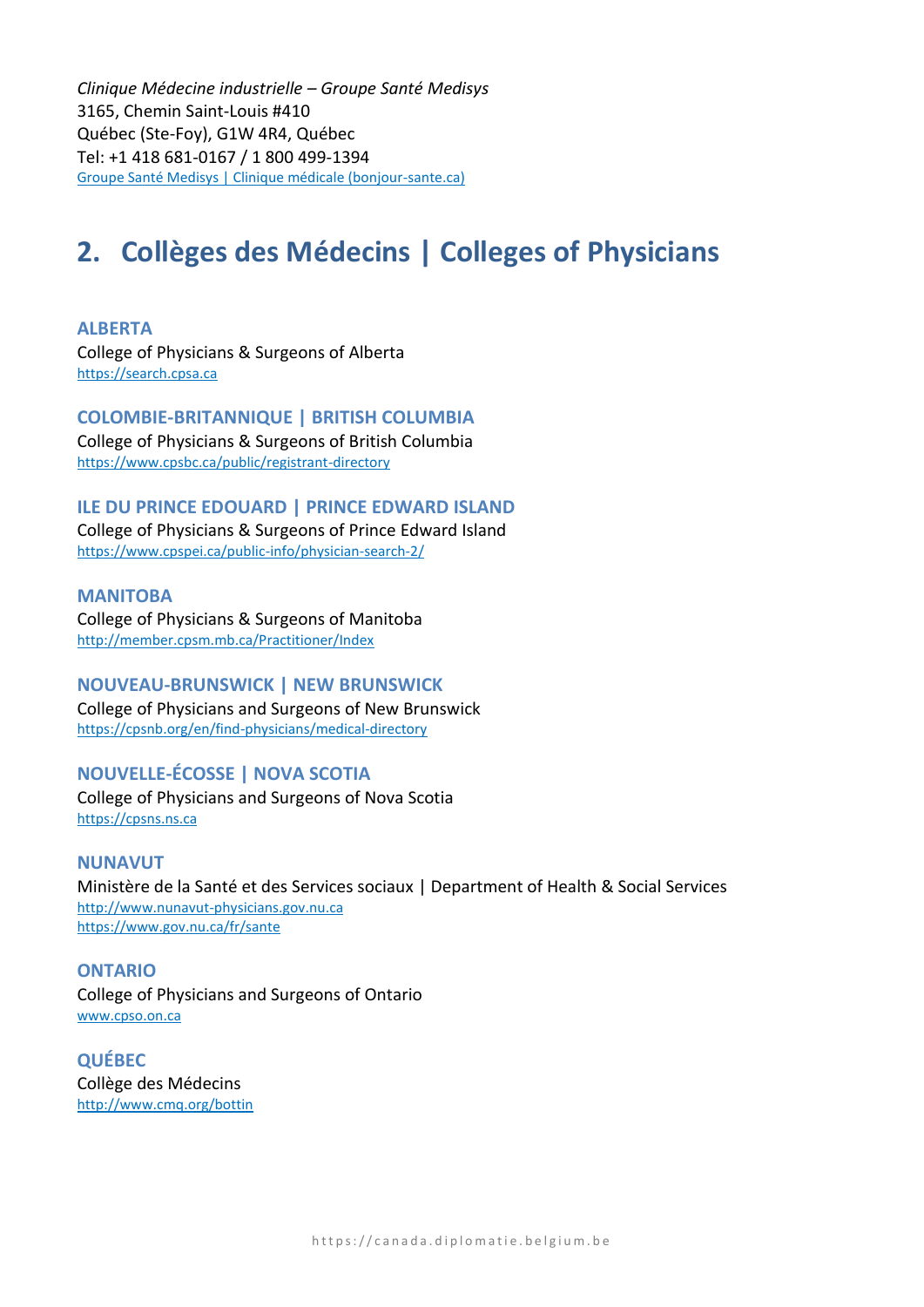*Clinique Médecine industrielle – Groupe Santé Medisys*
3165, Chemin Saint-Louis #410
Québec (Ste-Foy), G1W 4R4, Québec
Tel: +1 418 681-0167 / 1 800 499-1394
[Groupe Santé Medisys | Clinique médicale (bonjour-sante.ca)](Groupe Santé Medisys | Clinique médicale (bonjour-sante.ca))

## 2. Collèges des Médecins | Colleges of Physicians

### ALBERTA

College of Physicians & Surgeons of Alberta
https://search.cpsa.ca

### COLOMBIE-BRITANNIQUE | BRITISH COLUMBIA

College of Physicians & Surgeons of British Columbia
https://www.cpsbc.ca/public/registrant-directory

### ILE DU PRINCE EDOUARD | PRINCE EDWARD ISLAND

College of Physicians & Surgeons of Prince Edward Island
https://www.cpspei.ca/public-info/physician-search-2/

### MANITOBA

College of Physicians & Surgeons of Manitoba
http://member.cpsm.mb.ca/Practitioner/Index

### NOUVEAU-BRUNSWICK | NEW BRUNSWICK

College of Physicians and Surgeons of New Brunswick
https://cpsnb.org/en/find-physicians/medical-directory

### NOUVELLE-ÉCOSSE | NOVA SCOTIA

College of Physicians and Surgeons of Nova Scotia
https://cpsns.ns.ca

### NUNAVUT

Ministère de la Santé et des Services sociaux | Department of Health & Social Services
http://www.nunavut-physicians.gov.nu.ca
https://www.gov.nu.ca/fr/sante

### ONTARIO

College of Physicians and Surgeons of Ontario
www.cpso.on.ca

### QUÉBEC

Collège des Médecins
http://www.cmq.org/bottin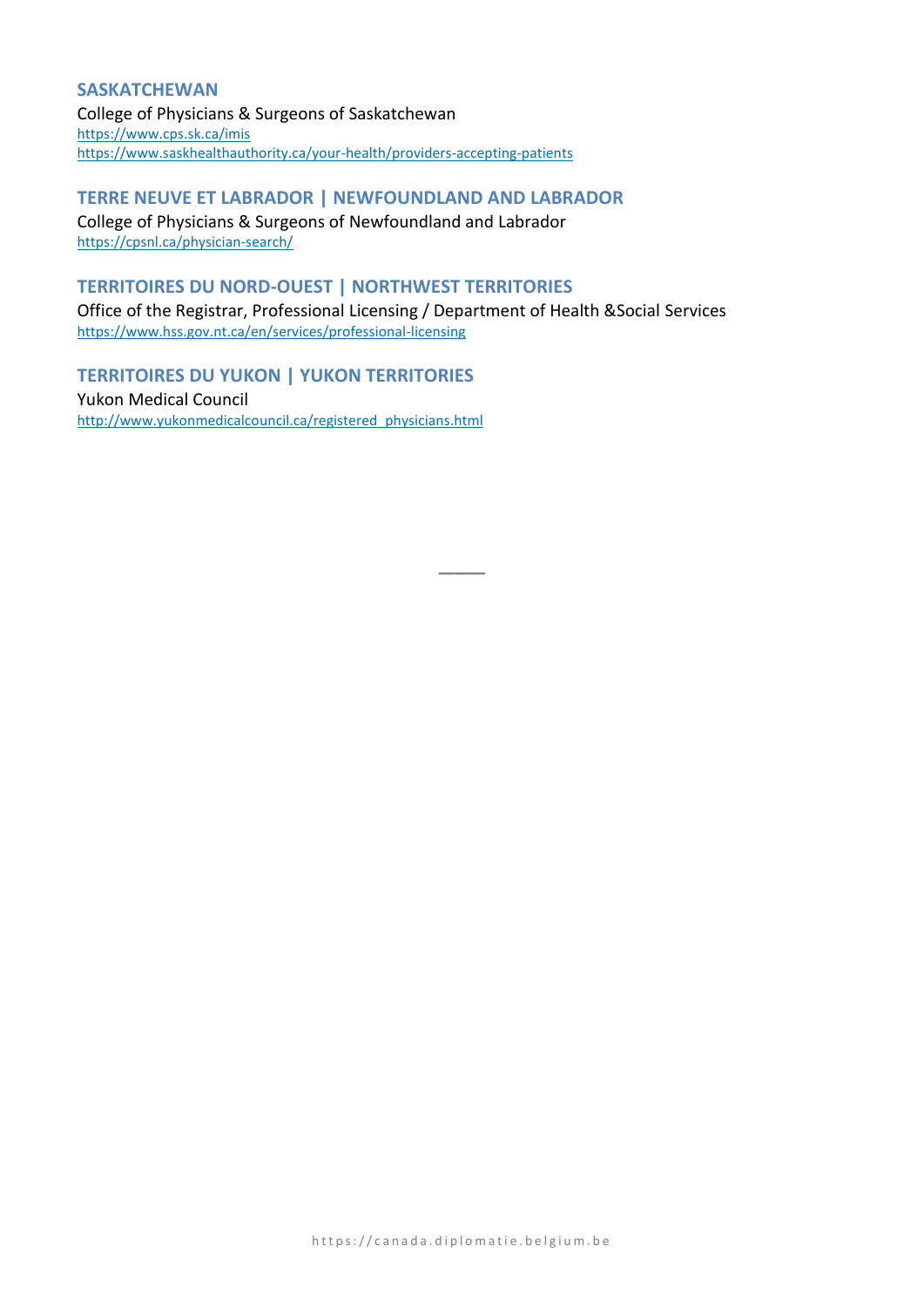## SASKATCHEWAN

College of Physicians & Surgeons of Saskatchewan
https://www.cps.sk.ca/imis
https://www.saskhealthauthority.ca/your-health/providers-accepting-patients

## TERRE NEUVE ET LABRADOR | NEWFOUNDLAND AND LABRADOR

College of Physicians & Surgeons of Newfoundland and Labrador
https://cpsnl.ca/physician-search/

## TERRITOIRES DU NORD-OUEST | NORTHWEST TERRITORIES

Office of the Registrar, Professional Licensing / Department of Health &Social Services
https://www.hss.gov.nt.ca/en/services/professional-licensing

## TERRITOIRES DU YUKON | YUKON TERRITORIES

Yukon Medical Council
http://www.yukonmedicalcouncil.ca/registered_physicians.html

---